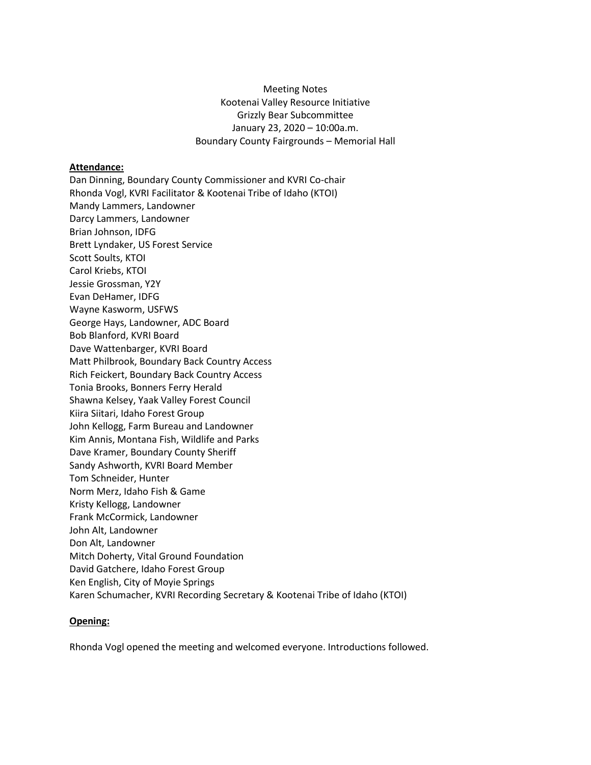Meeting Notes
Kootenai Valley Resource Initiative
Grizzly Bear Subcommittee
January 23, 2020 – 10:00a.m.
Boundary County Fairgrounds – Memorial Hall

**Attendance:**

Dan Dinning, Boundary County Commissioner and KVRI Co-chair
Rhonda Vogl, KVRI Facilitator & Kootenai Tribe of Idaho (KTOI)
Mandy Lammers, Landowner
Darcy Lammers, Landowner
Brian Johnson, IDFG
Brett Lyndaker, US Forest Service
Scott Soults, KTOI
Carol Kriebs, KTOI
Jessie Grossman, Y2Y
Evan DeHamer, IDFG
Wayne Kasworm, USFWS
George Hays, Landowner, ADC Board
Bob Blanford, KVRI Board
Dave Wattenbarger, KVRI Board
Matt Philbrook, Boundary Back Country Access
Rich Feickert, Boundary Back Country Access
Tonia Brooks, Bonners Ferry Herald
Shawna Kelsey, Yaak Valley Forest Council
Kiira Siitari, Idaho Forest Group
John Kellogg, Farm Bureau and Landowner
Kim Annis, Montana Fish, Wildlife and Parks
Dave Kramer, Boundary County Sheriff
Sandy Ashworth, KVRI Board Member
Tom Schneider, Hunter
Norm Merz, Idaho Fish & Game
Kristy Kellogg, Landowner
Frank McCormick, Landowner
John Alt, Landowner
Don Alt, Landowner
Mitch Doherty, Vital Ground Foundation
David Gatchere, Idaho Forest Group
Ken English, City of Moyie Springs
Karen Schumacher, KVRI Recording Secretary & Kootenai Tribe of Idaho (KTOI)

**Opening:**

Rhonda Vogl opened the meeting and welcomed everyone. Introductions followed.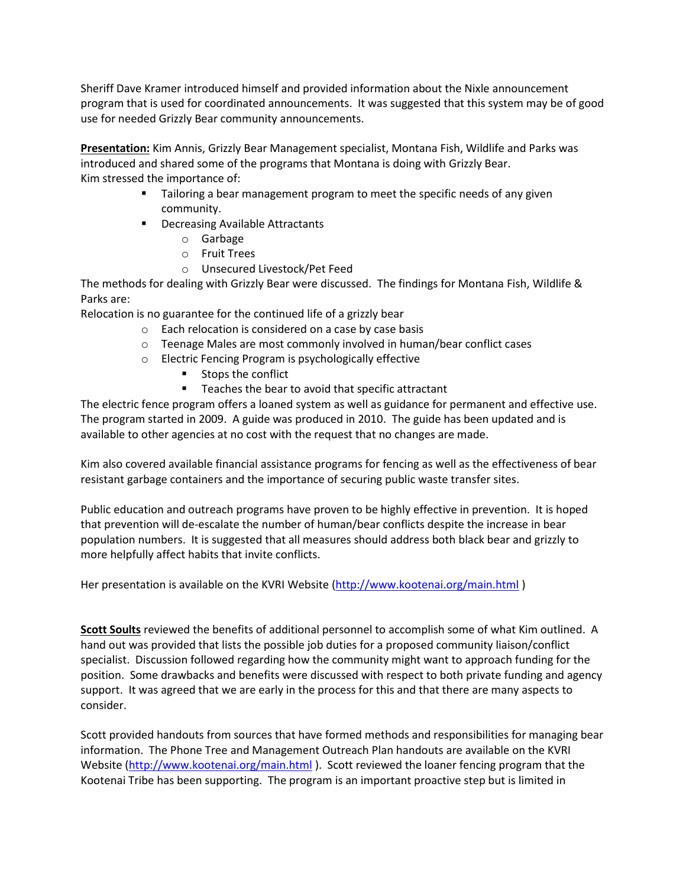Sheriff Dave Kramer introduced himself and provided information about the Nixle announcement program that is used for coordinated announcements. It was suggested that this system may be of good use for needed Grizzly Bear community announcements.

**Presentation:** Kim Annis, Grizzly Bear Management specialist, Montana Fish, Wildlife and Parks was introduced and shared some of the programs that Montana is doing with Grizzly Bear.
Kim stressed the importance of:

- Tailoring a bear management program to meet the specific needs of any given community.
- Decreasing Available Attractants
  - Garbage
  - Fruit Trees
  - Unsecured Livestock/Pet Feed

The methods for dealing with Grizzly Bear were discussed. The findings for Montana Fish, Wildlife & Parks are:
Relocation is no guarantee for the continued life of a grizzly bear

- Each relocation is considered on a case by case basis
- Teenage Males are most commonly involved in human/bear conflict cases
- Electric Fencing Program is psychologically effective
  - Stops the conflict
  - Teaches the bear to avoid that specific attractant

The electric fence program offers a loaned system as well as guidance for permanent and effective use. The program started in 2009. A guide was produced in 2010. The guide has been updated and is available to other agencies at no cost with the request that no changes are made.

Kim also covered available financial assistance programs for fencing as well as the effectiveness of bear resistant garbage containers and the importance of securing public waste transfer sites.

Public education and outreach programs have proven to be highly effective in prevention. It is hoped that prevention will de-escalate the number of human/bear conflicts despite the increase in bear population numbers. It is suggested that all measures should address both black bear and grizzly to more helpfully affect habits that invite conflicts.

Her presentation is available on the KVRI Website (http://www.kootenai.org/main.html )

**Scott Soults** reviewed the benefits of additional personnel to accomplish some of what Kim outlined. A hand out was provided that lists the possible job duties for a proposed community liaison/conflict specialist. Discussion followed regarding how the community might want to approach funding for the position. Some drawbacks and benefits were discussed with respect to both private funding and agency support. It was agreed that we are early in the process for this and that there are many aspects to consider.

Scott provided handouts from sources that have formed methods and responsibilities for managing bear information. The Phone Tree and Management Outreach Plan handouts are available on the KVRI Website (http://www.kootenai.org/main.html ). Scott reviewed the loaner fencing program that the Kootenai Tribe has been supporting. The program is an important proactive step but is limited in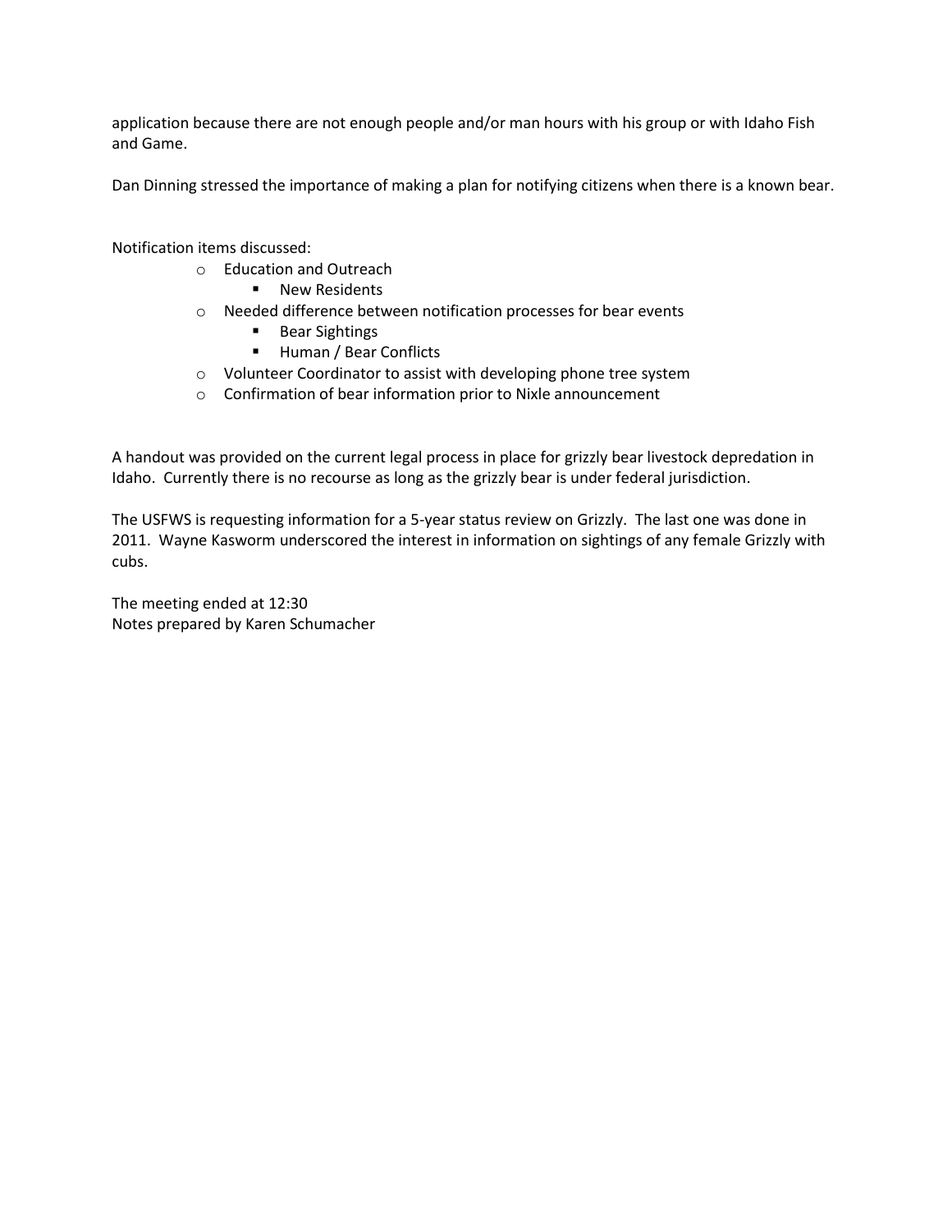application because there are not enough people and/or man hours with his group or with Idaho Fish and Game.

Dan Dinning stressed the importance of making a plan for notifying citizens when there is a known bear.

Notification items discussed:

- Education and Outreach
  - New Residents
- Needed difference between notification processes for bear events
  - Bear Sightings
  - Human / Bear Conflicts
- Volunteer Coordinator to assist with developing phone tree system
- Confirmation of bear information prior to Nixle announcement

A handout was provided on the current legal process in place for grizzly bear livestock depredation in Idaho. Currently there is no recourse as long as the grizzly bear is under federal jurisdiction.

The USFWS is requesting information for a 5-year status review on Grizzly. The last one was done in 2011. Wayne Kasworm underscored the interest in information on sightings of any female Grizzly with cubs.

The meeting ended at 12:30
Notes prepared by Karen Schumacher